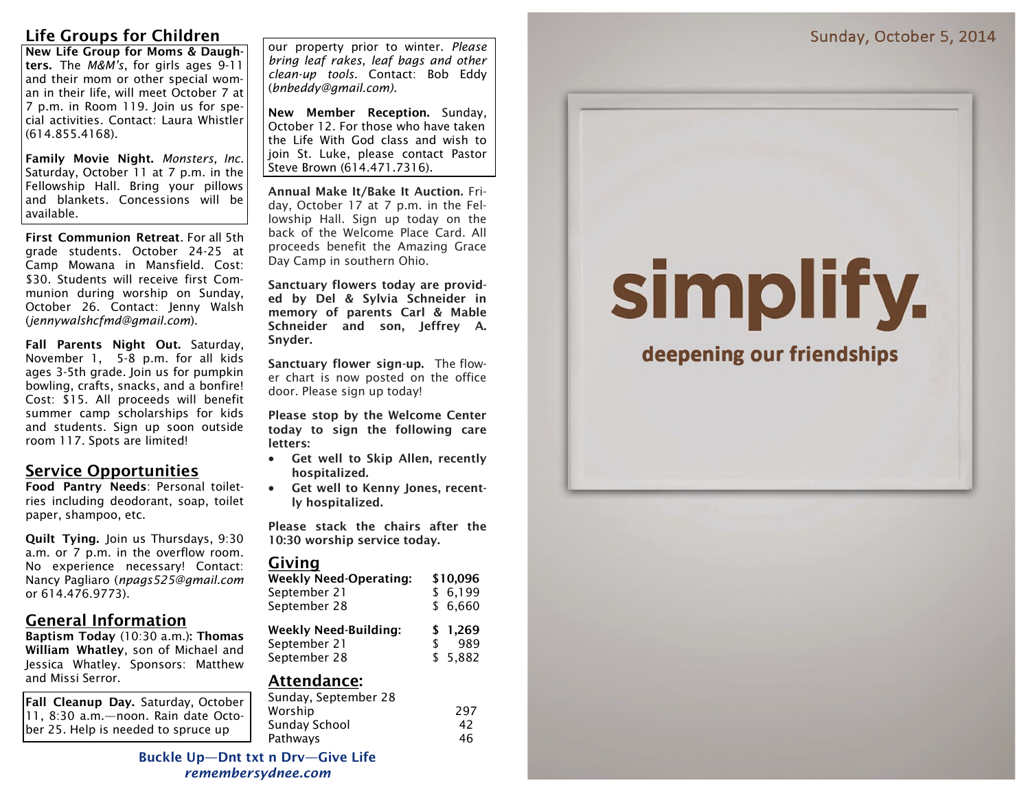## Life Groups for Children

**New Life Group for Moms & Daughters.** The *M&M's*, for girls ages 9-11 and their mom or other special woman in their life, will meet October 7 at 7 p.m. in Room 119. Join us for special activities. Contact: Laura Whistler (614.855.4168).

**Family Movie Night.** *Monsters, Inc.* Saturday, October 11 at 7 p.m. in the Fellowship Hall. Bring your pillows and blankets. Concessions will be available.

**First Communion Retreat**. For all 5th grade students. October 24-25 at Camp Mowana in Mansfield. Cost: $30. Students will receive first Communion during worship on Sunday, October 26. Contact: Jenny Walsh (*jennywalshcfmd@gmail.com*).

**Fall Parents Night Out.** Saturday, November 1, 5-8 p.m. for all kids ages 3-5th grade. Join us for pumpkin bowling, crafts, snacks, and a bonfire! Cost: $15. All proceeds will benefit summer camp scholarships for kids and students. Sign up soon outside room 117. Spots are limited!

## Service Opportunities

**Food Pantry Needs**: Personal toiletries including deodorant, soap, toilet paper, shampoo, etc.

**Quilt Tying.** Join us Thursdays, 9:30 a.m. or 7 p.m. in the overflow room. No experience necessary! Contact: Nancy Pagliaro (*npags525@gmail.com* or 614.476.9773).

## General Information

**Baptism Today** (10:30 a.m.): **Thomas William Whatley**, son of Michael and Jessica Whatley. Sponsors: Matthew and Missi Serror.

**Fall Cleanup Day.** Saturday, October 11, 8:30 a.m.—noon. Rain date October 25. Help is needed to spruce up our property prior to winter. *Please bring leaf rakes, leaf bags and other clean-up tools.* Contact: Bob Eddy (*bnbeddy@gmail.com).*

**New Member Reception.** Sunday, October 12. For those who have taken the Life With God class and wish to join St. Luke, please contact Pastor Steve Brown (614.471.7316).

**Annual Make It/Bake It Auction.** Friday, October 17 at 7 p.m. in the Fellowship Hall. Sign up today on the back of the Welcome Place Card. All proceeds benefit the Amazing Grace Day Camp in southern Ohio.

**Sanctuary flowers today are provided by Del & Sylvia Schneider in memory of parents Carl & Mable Schneider and son, Jeffrey A. Snyder.**

**Sanctuary flower sign-up.** The flower chart is now posted on the office door. Please sign up today!

**Please stop by the Welcome Center today to sign the following care letters:**

- **Get well to Skip Allen, recently hospitalized.**
- **Get well to Kenny Jones, recently hospitalized.**

**Please stack the chairs after the 10:30 worship service today.**

## Giving

| | |
|---|---|
| **Weekly Need-Operating:** | **$10,096** |
| September 21 | $ 6,199 |
| September 28 | $ 6,660 |
| **Weekly Need-Building:** | **$ 1,269** |
| September 21 | $ 989 |
| September 28 | $ 5,882 |

## Attendance:

| Sunday, September 28 | |
|---|---|
| Worship | 297 |
| Sunday School | 42 |
| Pathways | 46 |

**Buckle Up—Dnt txt n Drv—Give Life**
***remembersydnee.com***

Sunday, October 5, 2014

# simplify.

## deepening our friendships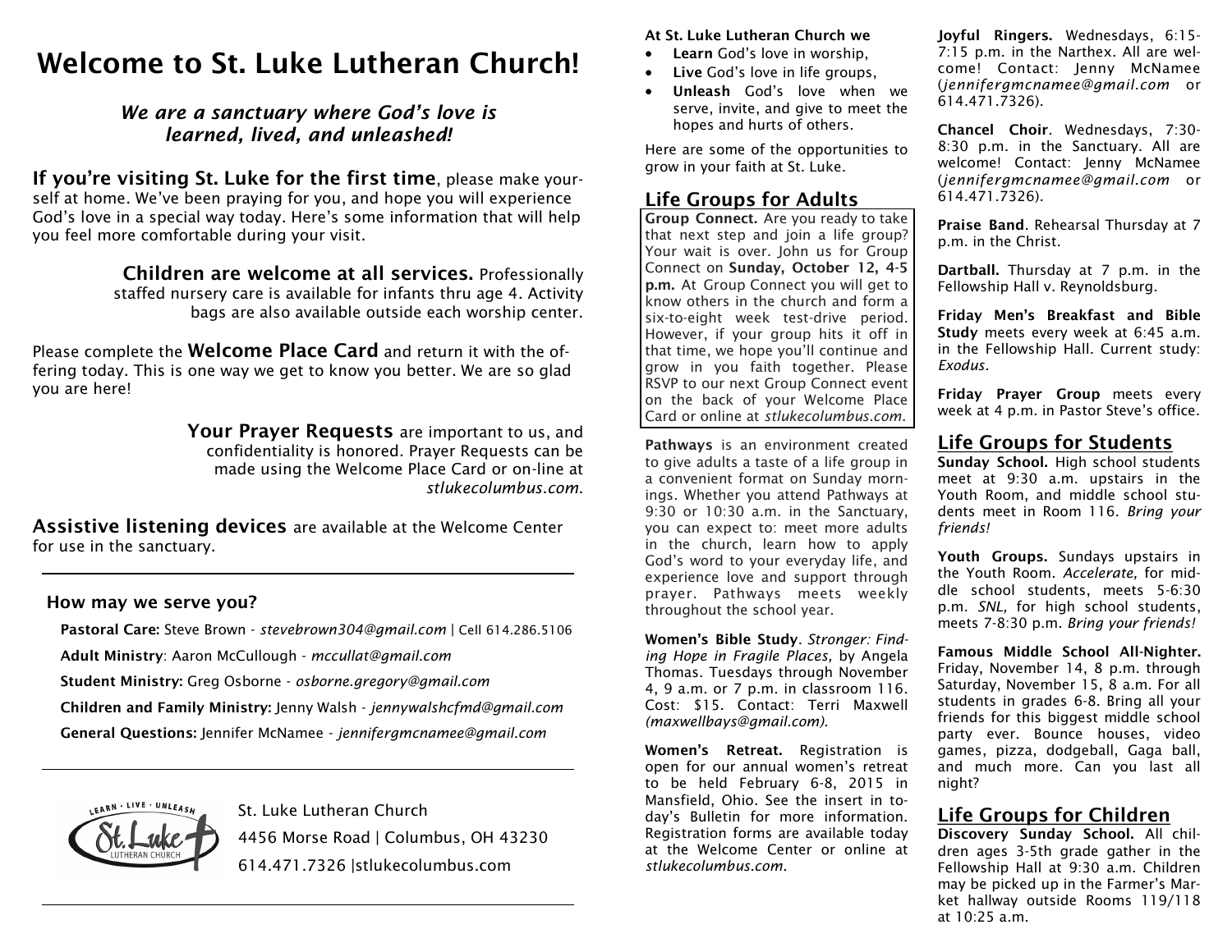# Welcome to St. Luke Lutheran Church!

***We are a sanctuary where God's love is learned, lived, and unleashed!***

**If you're visiting St. Luke for the first time**, please make yourself at home. We've been praying for you, and hope you will experience God's love in a special way today. Here's some information that will help you feel more comfortable during your visit.

**Children are welcome at all services.** Professionally staffed nursery care is available for infants thru age 4. Activity bags are also available outside each worship center.

Please complete the **Welcome Place Card** and return it with the offering today. This is one way we get to know you better. We are so glad you are here!

**Your Prayer Requests** are important to us, and confidentiality is honored. Prayer Requests can be made using the Welcome Place Card or on-line at *stlukecolumbus.com*.

**Assistive listening devices** are available at the Welcome Center for use in the sanctuary.

---

### How may we serve you?

**Pastoral Care:** Steve Brown - *stevebrown304@gmail.com* | Cell 614.286.5106

**Adult Ministry**: Aaron McCullough - *mccullat@gmail.com*

**Student Ministry:** Greg Osborne - *osborne.gregory@gmail.com*

**Children and Family Ministry:** Jenny Walsh - *jennywalshcfmd@gmail.com*

**General Questions:** Jennifer McNamee - *jennifergmcnamee@gmail.com*

---

St. Luke Lutheran Church
4456 Morse Road | Columbus, OH 43230
614.471.7326 |stlukecolumbus.com

---

**At St. Luke Lutheran Church we**

- **Learn** God's love in worship,
- **Live** God's love in life groups,
- **Unleash** God's love when we serve, invite, and give to meet the hopes and hurts of others.

Here are some of the opportunities to grow in your faith at St. Luke.

## Life Groups for Adults

**Group Connect.** Are you ready to take that next step and join a life group? Your wait is over. John us for Group Connect on **Sunday, October 12, 4-5 p.m.** At Group Connect you will get to know others in the church and form a six-to-eight week test-drive period. However, if your group hits it off in that time, we hope you'll continue and grow in you faith together. Please RSVP to our next Group Connect event on the back of your Welcome Place Card or online at *stlukecolumbus.com*.

**Pathways** is an environment created to give adults a taste of a life group in a convenient format on Sunday mornings. Whether you attend Pathways at 9:30 or 10:30 a.m. in the Sanctuary, you can expect to: meet more adults in the church, learn how to apply God's word to your everyday life, and experience love and support through prayer. Pathways meets weekly throughout the school year.

**Women's Bible Study**. *Stronger: Finding Hope in Fragile Places,* by Angela Thomas. Tuesdays through November 4, 9 a.m. or 7 p.m. in classroom 116. Cost: $15. Contact: Terri Maxwell *(maxwellbays@gmail.com).*

**Women's Retreat.** Registration is open for our annual women's retreat to be held February 6-8, 2015 in Mansfield, Ohio. See the insert in today's Bulletin for more information. Registration forms are available today at the Welcome Center or online at *stlukecolumbus.com.*

**Joyful Ringers.** Wednesdays, 6:15-7:15 p.m. in the Narthex. All are welcome! Contact: Jenny McNamee (*jennifergmcnamee@gmail.com* or 614.471.7326).

**Chancel Choir**. Wednesdays, 7:30-8:30 p.m. in the Sanctuary. All are welcome! Contact: Jenny McNamee (*jennifergmcnamee@gmail.com* or 614.471.7326).

**Praise Band**. Rehearsal Thursday at 7 p.m. in the Christ.

**Dartball.** Thursday at 7 p.m. in the Fellowship Hall v. Reynoldsburg.

**Friday Men's Breakfast and Bible Study** meets every week at 6:45 a.m. in the Fellowship Hall. Current study: *Exodus*.

**Friday Prayer Group** meets every week at 4 p.m. in Pastor Steve's office.

## Life Groups for Students

**Sunday School.** High school students meet at 9:30 a.m. upstairs in the Youth Room, and middle school students meet in Room 116. *Bring your friends!*

**Youth Groups.** Sundays upstairs in the Youth Room. *Accelerate,* for middle school students, meets 5-6:30 p.m. *SNL,* for high school students, meets 7-8:30 p.m. *Bring your friends!*

**Famous Middle School All-Nighter.** Friday, November 14, 8 p.m. through Saturday, November 15, 8 a.m. For all students in grades 6-8. Bring all your friends for this biggest middle school party ever. Bounce houses, video games, pizza, dodgeball, Gaga ball, and much more. Can you last all night?

## Life Groups for Children

**Discovery Sunday School.** All children ages 3-5th grade gather in the Fellowship Hall at 9:30 a.m. Children may be picked up in the Farmer's Market hallway outside Rooms 119/118 at 10:25 a.m.